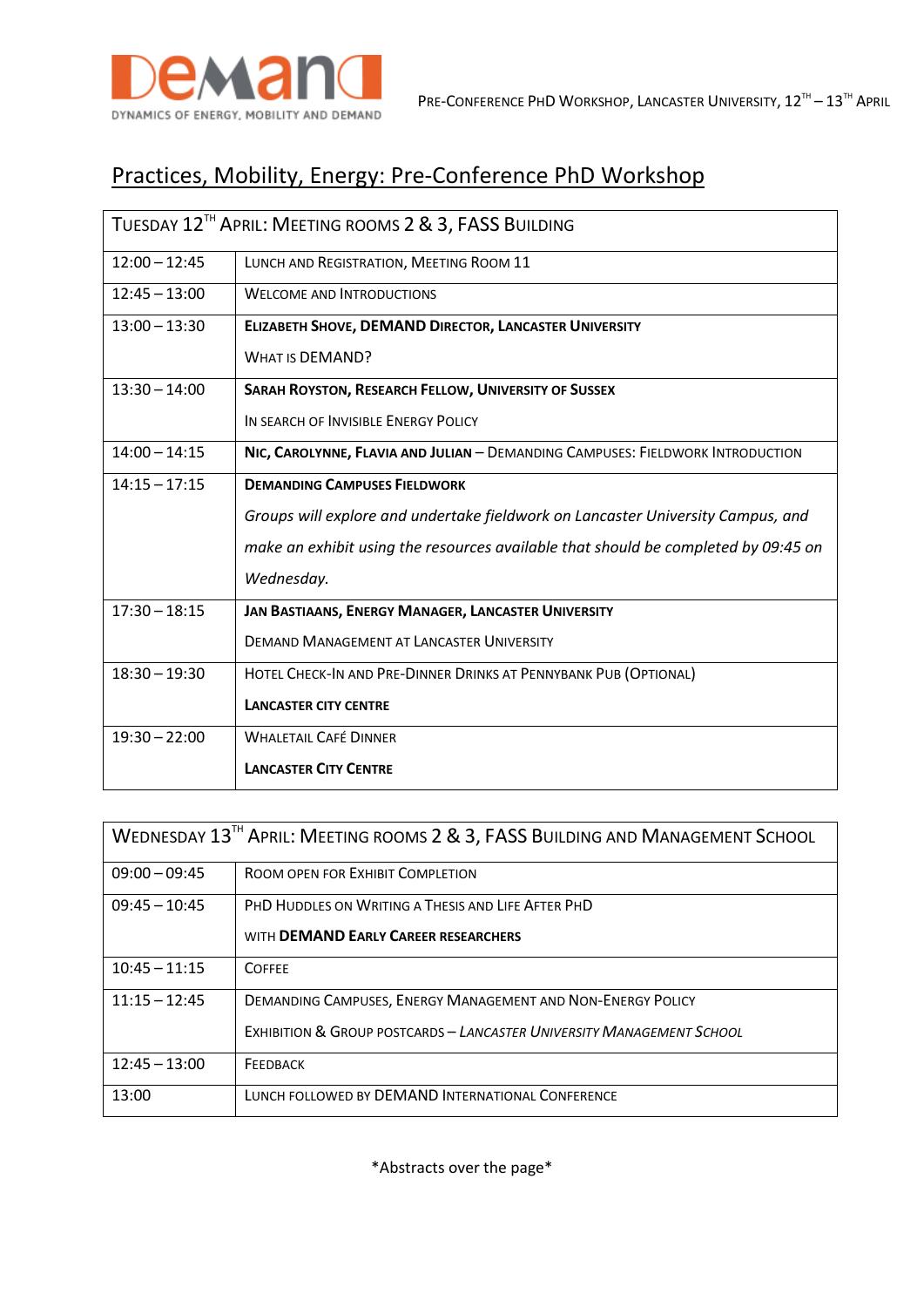# Practices, Mobility, Energy: Pre-Conference PhD Workshop

| Tuesday 12th April: Meeting Rooms 2 & 3, FASS Building | |
|---|---|
| 12:00 – 12:45 | Lunch and Registration, Meeting Room 11 |
| 12:45 – 13:00 | Welcome and Introductions |
| 13:00 – 13:30 | **Elizabeth Shove, DEMAND Director, Lancaster University**<br>What is DEMAND? |
| 13:30 – 14:00 | **Sarah Royston, Research Fellow, University of Sussex**<br>In search of Invisible Energy Policy |
| 14:00 – 14:15 | **Nic, Carolynne, Flavia and Julian** – Demanding Campuses: Fieldwork Introduction |
| 14:15 – 17:15 | **Demanding Campuses Fieldwork**<br>*Groups will explore and undertake fieldwork on Lancaster University Campus, and make an exhibit using the resources available that should be completed by 09:45 on Wednesday.* |
| 17:30 – 18:15 | **Jan Bastiaans, Energy Manager, Lancaster University**<br>Demand Management at Lancaster University |
| 18:30 – 19:30 | Hotel Check-in and Pre-Dinner Drinks at Pennybank Pub (Optional)<br>**Lancaster city centre** |
| 19:30 – 22:00 | Whaletail Café Dinner<br>**Lancaster City Centre** |

| Wednesday 13th April: Meeting Rooms 2 & 3, FASS Building and Management School | |
|---|---|
| 09:00 – 09:45 | Room open for Exhibit Completion |
| 09:45 – 10:45 | PhD Huddles on Writing a Thesis and Life After PhD<br>with **DEMAND Early Career researchers** |
| 10:45 – 11:15 | Coffee |
| 11:15 – 12:45 | Demanding Campuses, Energy Management and Non-Energy Policy<br>Exhibition & Group Postcards – *Lancaster University Management School* |
| 12:45 – 13:00 | Feedback |
| 13:00 | Lunch followed by DEMAND International Conference |

*Abstracts over the page*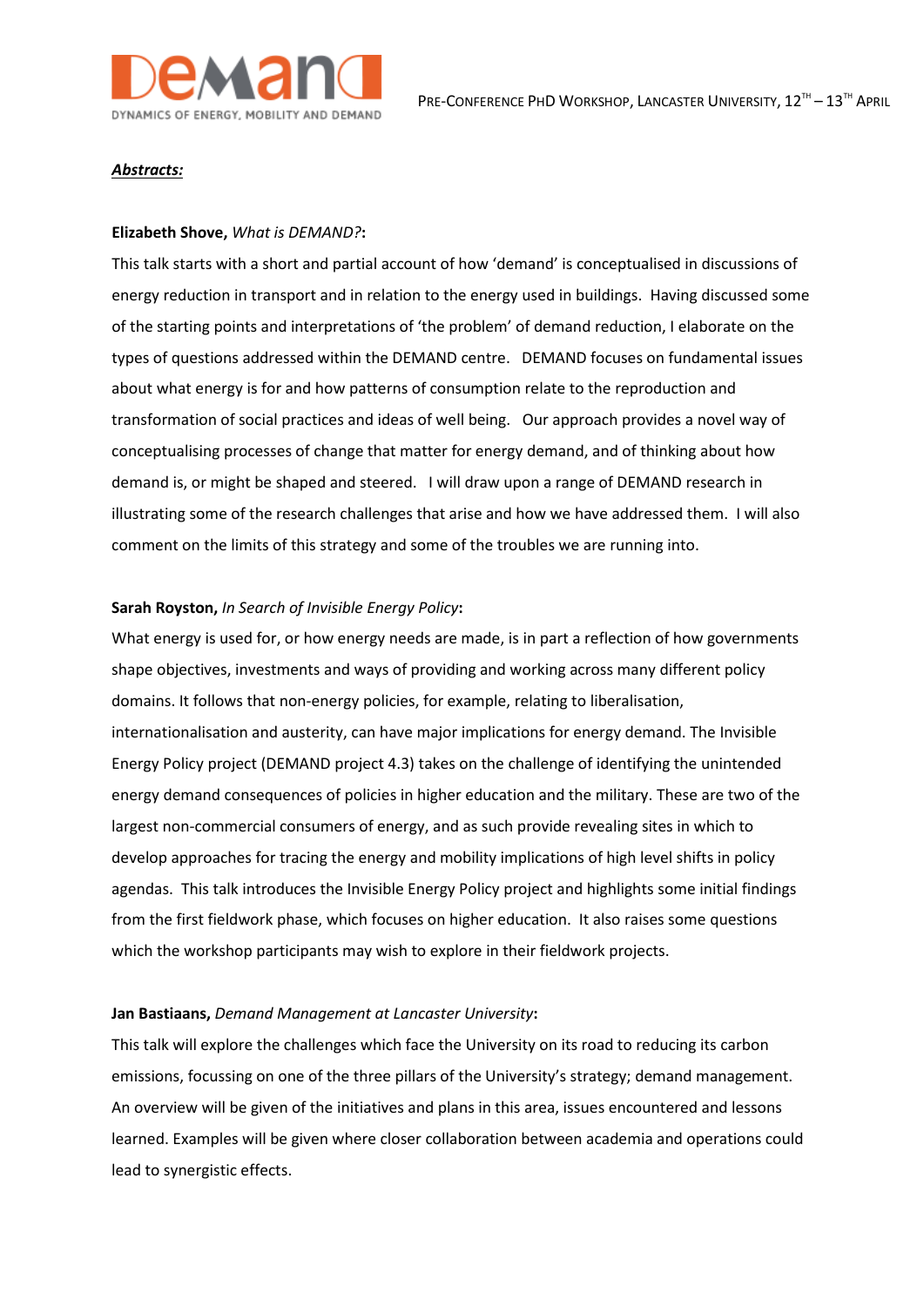***Abstracts:***

**Elizabeth Shove,** *What is DEMAND?***:**

This talk starts with a short and partial account of how 'demand' is conceptualised in discussions of energy reduction in transport and in relation to the energy used in buildings. Having discussed some of the starting points and interpretations of 'the problem' of demand reduction, I elaborate on the types of questions addressed within the DEMAND centre. DEMAND focuses on fundamental issues about what energy is for and how patterns of consumption relate to the reproduction and transformation of social practices and ideas of well being. Our approach provides a novel way of conceptualising processes of change that matter for energy demand, and of thinking about how demand is, or might be shaped and steered. I will draw upon a range of DEMAND research in illustrating some of the research challenges that arise and how we have addressed them. I will also comment on the limits of this strategy and some of the troubles we are running into.

**Sarah Royston,** *In Search of Invisible Energy Policy***:**

What energy is used for, or how energy needs are made, is in part a reflection of how governments shape objectives, investments and ways of providing and working across many different policy domains. It follows that non-energy policies, for example, relating to liberalisation, internationalisation and austerity, can have major implications for energy demand. The Invisible Energy Policy project (DEMAND project 4.3) takes on the challenge of identifying the unintended energy demand consequences of policies in higher education and the military. These are two of the largest non-commercial consumers of energy, and as such provide revealing sites in which to develop approaches for tracing the energy and mobility implications of high level shifts in policy agendas. This talk introduces the Invisible Energy Policy project and highlights some initial findings from the first fieldwork phase, which focuses on higher education. It also raises some questions which the workshop participants may wish to explore in their fieldwork projects.

**Jan Bastiaans,** *Demand Management at Lancaster University***:**

This talk will explore the challenges which face the University on its road to reducing its carbon emissions, focussing on one of the three pillars of the University's strategy; demand management. An overview will be given of the initiatives and plans in this area, issues encountered and lessons learned. Examples will be given where closer collaboration between academia and operations could lead to synergistic effects.